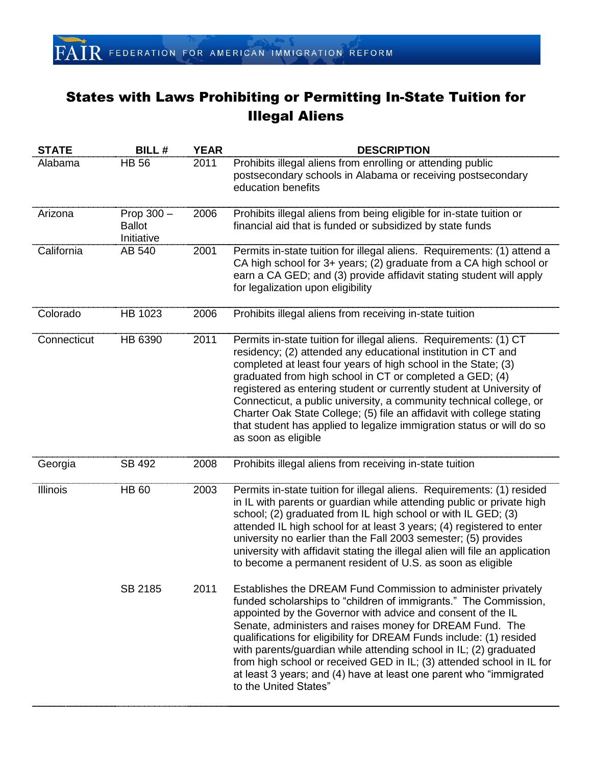FAIR FEDERATION FOR AMERICAN IMMIGRATION REFORM

# States with Laws Prohibiting or Permitting In-State Tuition for Illegal Aliens

| STATE | BILL # | YEAR | DESCRIPTION |
|---|---|---|---|
| Alabama | HB 56 | 2011 | Prohibits illegal aliens from enrolling or attending public postsecondary schools in Alabama or receiving postsecondary education benefits |
| Arizona | Prop 300 – Ballot Initiative | 2006 | Prohibits illegal aliens from being eligible for in-state tuition or financial aid that is funded or subsidized by state funds |
| California | AB 540 | 2001 | Permits in-state tuition for illegal aliens. Requirements: (1) attend a CA high school for 3+ years; (2) graduate from a CA high school or earn a CA GED; and (3) provide affidavit stating student will apply for legalization upon eligibility |
| Colorado | HB 1023 | 2006 | Prohibits illegal aliens from receiving in-state tuition |
| Connecticut | HB 6390 | 2011 | Permits in-state tuition for illegal aliens. Requirements: (1) CT residency; (2) attended any educational institution in CT and completed at least four years of high school in the State; (3) graduated from high school in CT or completed a GED; (4) registered as entering student or currently student at University of Connecticut, a public university, a community technical college, or Charter Oak State College; (5) file an affidavit with college stating that student has applied to legalize immigration status or will do so as soon as eligible |
| Georgia | SB 492 | 2008 | Prohibits illegal aliens from receiving in-state tuition |
| Illinois | HB 60 | 2003 | Permits in-state tuition for illegal aliens. Requirements: (1) resided in IL with parents or guardian while attending public or private high school; (2) graduated from IL high school or with IL GED; (3) attended IL high school for at least 3 years; (4) registered to enter university no earlier than the Fall 2003 semester; (5) provides university with affidavit stating the illegal alien will file an application to become a permanent resident of U.S. as soon as eligible |
| | SB 2185 | 2011 | Establishes the DREAM Fund Commission to administer privately funded scholarships to "children of immigrants." The Commission, appointed by the Governor with advice and consent of the IL Senate, administers and raises money for DREAM Fund. The qualifications for eligibility for DREAM Funds include: (1) resided with parents/guardian while attending school in IL; (2) graduated from high school or received GED in IL; (3) attended school in IL for at least 3 years; and (4) have at least one parent who "immigrated to the United States" |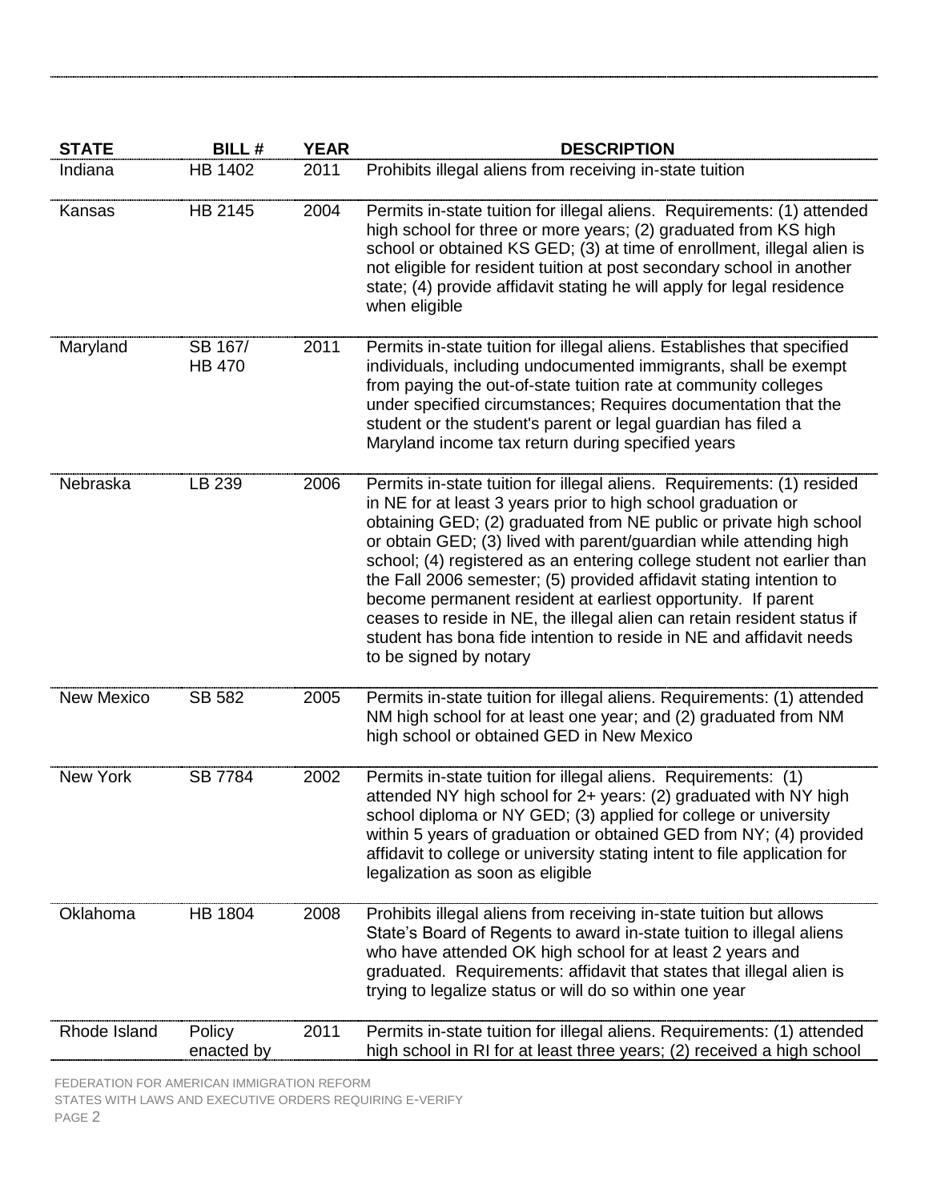| STATE | BILL # | YEAR | DESCRIPTION |
|---|---|---|---|
| Indiana | HB 1402 | 2011 | Prohibits illegal aliens from receiving in-state tuition |
| Kansas | HB 2145 | 2004 | Permits in-state tuition for illegal aliens. Requirements: (1) attended high school for three or more years; (2) graduated from KS high school or obtained KS GED; (3) at time of enrollment, illegal alien is not eligible for resident tuition at post secondary school in another state; (4) provide affidavit stating he will apply for legal residence when eligible |
| Maryland | SB 167/ HB 470 | 2011 | Permits in-state tuition for illegal aliens. Establishes that specified individuals, including undocumented immigrants, shall be exempt from paying the out-of-state tuition rate at community colleges under specified circumstances; Requires documentation that the student or the student's parent or legal guardian has filed a Maryland income tax return during specified years |
| Nebraska | LB 239 | 2006 | Permits in-state tuition for illegal aliens. Requirements: (1) resided in NE for at least 3 years prior to high school graduation or obtaining GED; (2) graduated from NE public or private high school or obtain GED; (3) lived with parent/guardian while attending high school; (4) registered as an entering college student not earlier than the Fall 2006 semester; (5) provided affidavit stating intention to become permanent resident at earliest opportunity. If parent ceases to reside in NE, the illegal alien can retain resident status if student has bona fide intention to reside in NE and affidavit needs to be signed by notary |
| New Mexico | SB 582 | 2005 | Permits in-state tuition for illegal aliens. Requirements: (1) attended NM high school for at least one year; and (2) graduated from NM high school or obtained GED in New Mexico |
| New York | SB 7784 | 2002 | Permits in-state tuition for illegal aliens. Requirements: (1) attended NY high school for 2+ years: (2) graduated with NY high school diploma or NY GED; (3) applied for college or university within 5 years of graduation or obtained GED from NY; (4) provided affidavit to college or university stating intent to file application for legalization as soon as eligible |
| Oklahoma | HB 1804 | 2008 | Prohibits illegal aliens from receiving in-state tuition but allows State's Board of Regents to award in-state tuition to illegal aliens who have attended OK high school for at least 2 years and graduated. Requirements: affidavit that states that illegal alien is trying to legalize status or will do so within one year |
| Rhode Island | Policy enacted by | 2011 | Permits in-state tuition for illegal aliens. Requirements: (1) attended high school in RI for at least three years; (2) received a high school |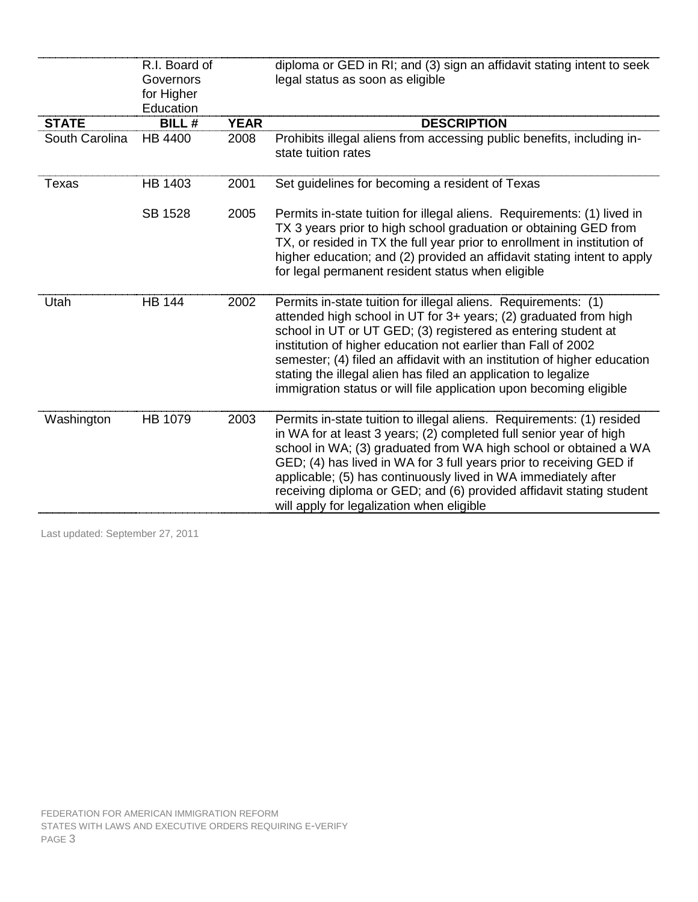| | | | |
|---|---|---|---|
| | R.I. Board of Governors for Higher Education | | diploma or GED in RI; and (3) sign an affidavit stating intent to seek legal status as soon as eligible |
| **STATE** | **BILL #** | **YEAR** | **DESCRIPTION** |
| South Carolina | HB 4400 | 2008 | Prohibits illegal aliens from accessing public benefits, including in-state tuition rates |
| Texas | HB 1403 | 2001 | Set guidelines for becoming a resident of Texas |
| | SB 1528 | 2005 | Permits in-state tuition for illegal aliens. Requirements: (1) lived in TX 3 years prior to high school graduation or obtaining GED from TX, or resided in TX the full year prior to enrollment in institution of higher education; and (2) provided an affidavit stating intent to apply for legal permanent resident status when eligible |
| Utah | HB 144 | 2002 | Permits in-state tuition for illegal aliens. Requirements: (1) attended high school in UT for 3+ years; (2) graduated from high school in UT or UT GED; (3) registered as entering student at institution of higher education not earlier than Fall of 2002 semester; (4) filed an affidavit with an institution of higher education stating the illegal alien has filed an application to legalize immigration status or will file application upon becoming eligible |
| Washington | HB 1079 | 2003 | Permits in-state tuition to illegal aliens. Requirements: (1) resided in WA for at least 3 years; (2) completed full senior year of high school in WA; (3) graduated from WA high school or obtained a WA GED; (4) has lived in WA for 3 full years prior to receiving GED if applicable; (5) has continuously lived in WA immediately after receiving diploma or GED; and (6) provided affidavit stating student will apply for legalization when eligible |

Last updated: September 27, 2011